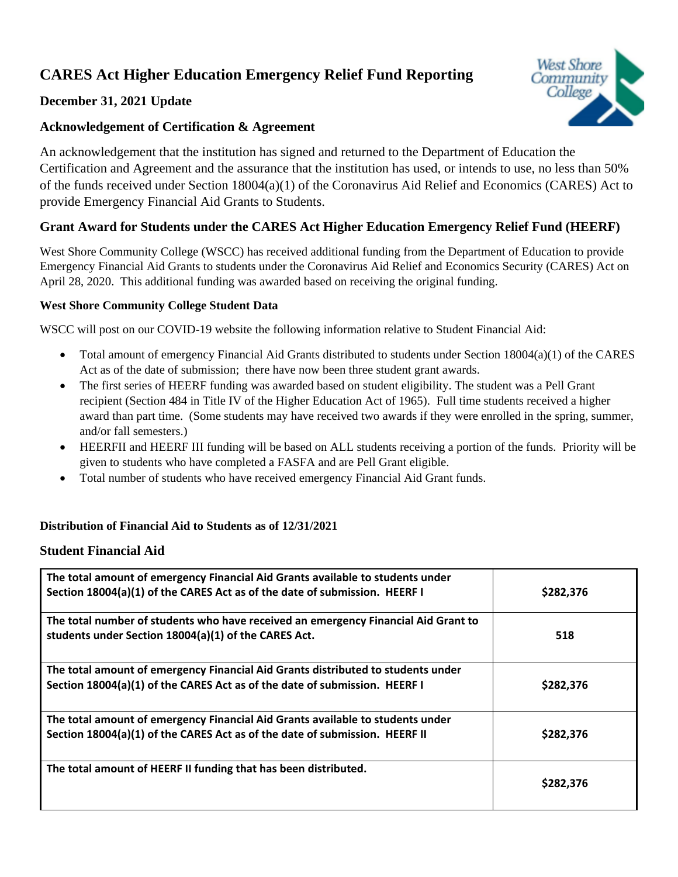# CARES Act Higher Education Emergency Relief Fund Reporting

### December 31, 2021 Update

### Acknowledgement of Certification & Agreement

An acknowledgement that the institution has signed and returned to the Department of Education the Certification and Agreement and the assurance that the institution has used, or intends to use, no less than 50% of the funds received under Section 18004(a)(1) of the Coronavirus Aid Relief and Economics (CARES) Act to provide Emergency Financial Aid Grants to Students.

### Grant Award for Students under the CARES Act Higher Education Emergency Relief Fund (HEERF)

West Shore Community College (WSCC) has received additional funding from the Department of Education to provide Emergency Financial Aid Grants to students under the Coronavirus Aid Relief and Economics Security (CARES) Act on April 28, 2020. This additional funding was awarded based on receiving the original funding.

**West Shore Community College Student Data**

WSCC will post on our COVID-19 website the following information relative to Student Financial Aid:

- Total amount of emergency Financial Aid Grants distributed to students under Section 18004(a)(1) of the CARES Act as of the date of submission; there have now been three student grant awards.
- The first series of HEERF funding was awarded based on student eligibility. The student was a Pell Grant recipient (Section 484 in Title IV of the Higher Education Act of 1965). Full time students received a higher award than part time. (Some students may have received two awards if they were enrolled in the spring, summer, and/or fall semesters.)
- HEERFII and HEERF III funding will be based on ALL students receiving a portion of the funds. Priority will be given to students who have completed a FASFA and are Pell Grant eligible.
- Total number of students who have received emergency Financial Aid Grant funds.

**Distribution of Financial Aid to Students as of 12/31/2021**

### Student Financial Aid

| | |
|---|---|
| **The total amount of emergency Financial Aid Grants available to students under Section 18004(a)(1) of the CARES Act as of the date of submission. HEERF I** | **$282,376** |
| **The total number of students who have received an emergency Financial Aid Grant to students under Section 18004(a)(1) of the CARES Act.** | **518** |
| **The total amount of emergency Financial Aid Grants distributed to students under Section 18004(a)(1) of the CARES Act as of the date of submission. HEERF I** | **$282,376** |
| **The total amount of emergency Financial Aid Grants available to students under Section 18004(a)(1) of the CARES Act as of the date of submission. HEERF II** | **$282,376** |
| **The total amount of HEERF II funding that has been distributed.** | **$282,376** |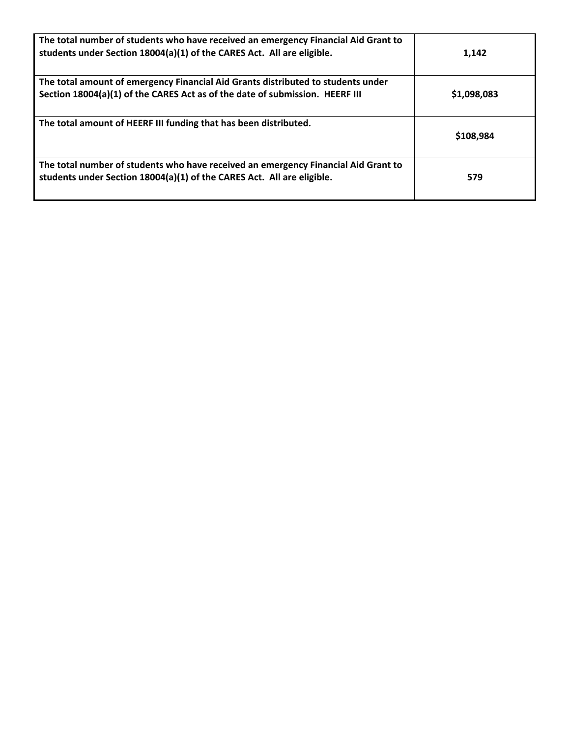| | |
|---|---|
| **The total number of students who have received an emergency Financial Aid Grant to students under Section 18004(a)(1) of the CARES Act. All are eligible.** | **1,142** |
| **The total amount of emergency Financial Aid Grants distributed to students under Section 18004(a)(1) of the CARES Act as of the date of submission. HEERF III** | **$1,098,083** |
| **The total amount of HEERF III funding that has been distributed.** | **$108,984** |
| **The total number of students who have received an emergency Financial Aid Grant to students under Section 18004(a)(1) of the CARES Act. All are eligible.** | **579** |